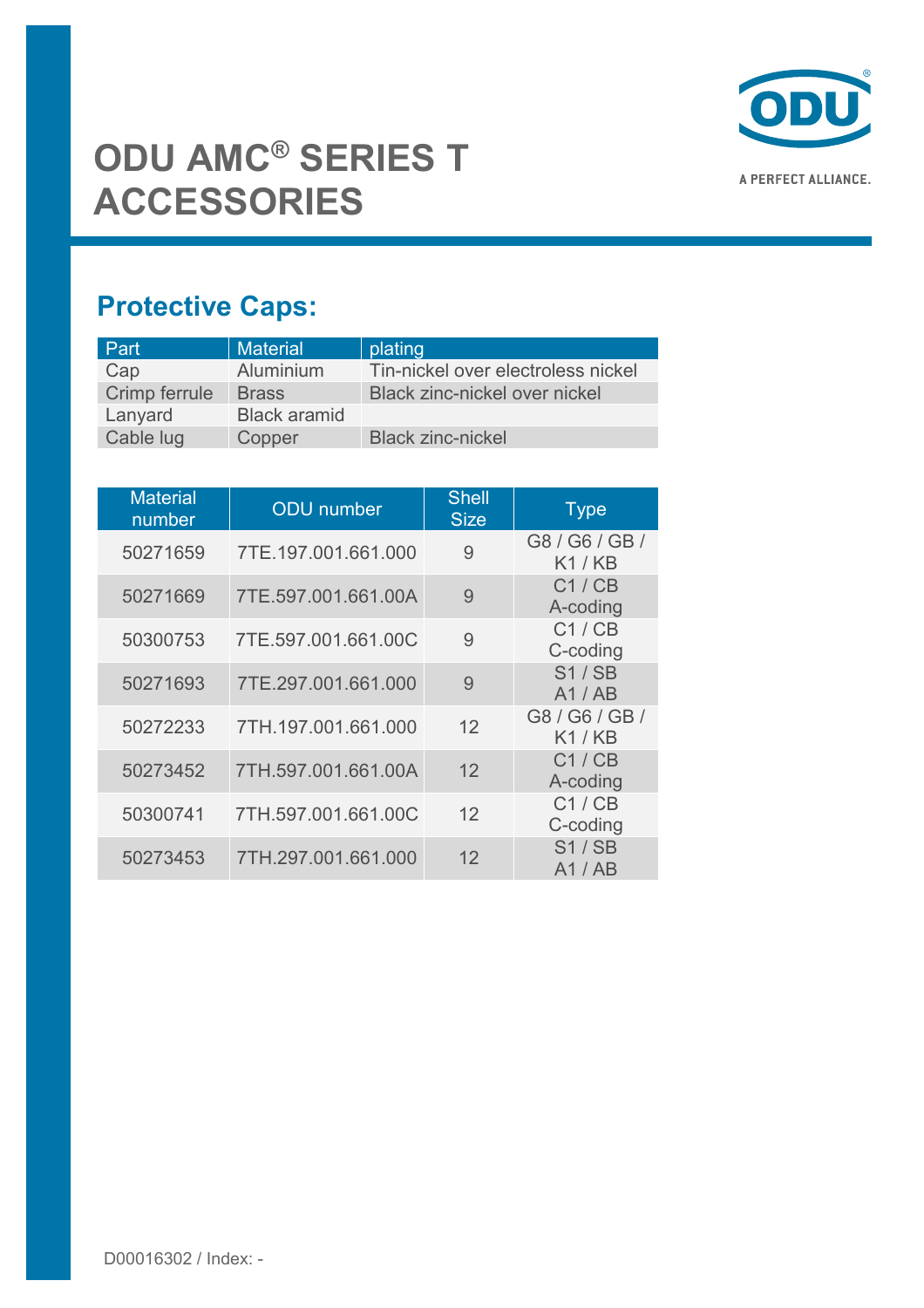# ODU AMC® SERIES T ACCESSORIES

A PERFECT ALLIANCE.

## Protective Caps:

| Part | Material | plating |
|---|---|---|
| Cap | Aluminium | Tin-nickel over electroless nickel |
| Crimp ferrule | Brass | Black zinc-nickel over nickel |
| Lanyard | Black aramid | |
| Cable lug | Copper | Black zinc-nickel |

| Material number | ODU number | Shell Size | Type |
|---|---|---|---|
| 50271659 | 7TE.197.001.661.000 | 9 | G8 / G6 / GB / K1 / KB |
| 50271669 | 7TE.597.001.661.00A | 9 | C1 / CB A-coding |
| 50300753 | 7TE.597.001.661.00C | 9 | C1 / CB C-coding |
| 50271693 | 7TE.297.001.661.000 | 9 | S1 / SB A1 / AB |
| 50272233 | 7TH.197.001.661.000 | 12 | G8 / G6 / GB / K1 / KB |
| 50273452 | 7TH.597.001.661.00A | 12 | C1 / CB A-coding |
| 50300741 | 7TH.597.001.661.00C | 12 | C1 / CB C-coding |
| 50273453 | 7TH.297.001.661.000 | 12 | S1 / SB A1 / AB |

D00016302 / Index: -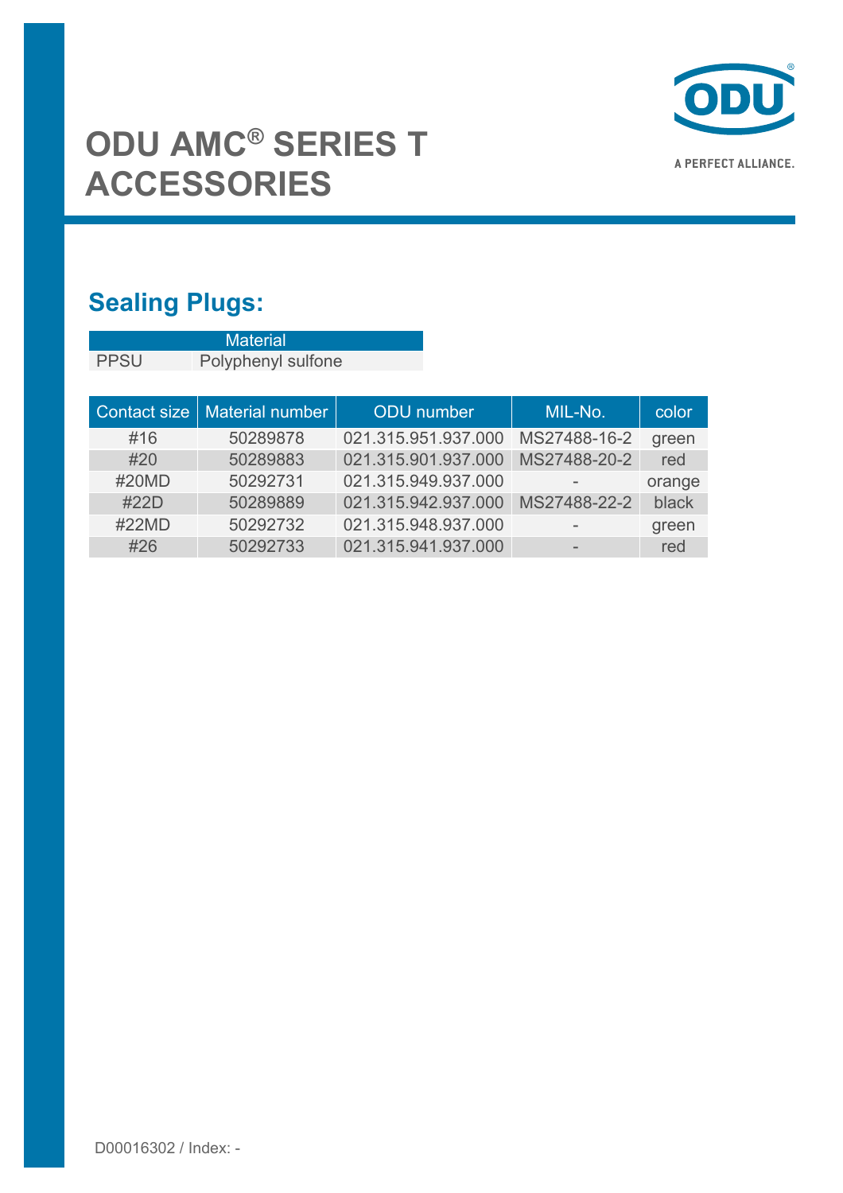# ODU AMC® SERIES T ACCESSORIES

A PERFECT ALLIANCE.

## Sealing Plugs:

| Material | |
|---|---|
| PPSU | Polyphenyl sulfone |

| Contact size | Material number | ODU number | MIL-No. | color |
|---|---|---|---|---|
| #16 | 50289878 | 021.315.951.937.000 | MS27488-16-2 | green |
| #20 | 50289883 | 021.315.901.937.000 | MS27488-20-2 | red |
| #20MD | 50292731 | 021.315.949.937.000 | - | orange |
| #22D | 50289889 | 021.315.942.937.000 | MS27488-22-2 | black |
| #22MD | 50292732 | 021.315.948.937.000 | - | green |
| #26 | 50292733 | 021.315.941.937.000 | - | red |

D00016302 / Index: -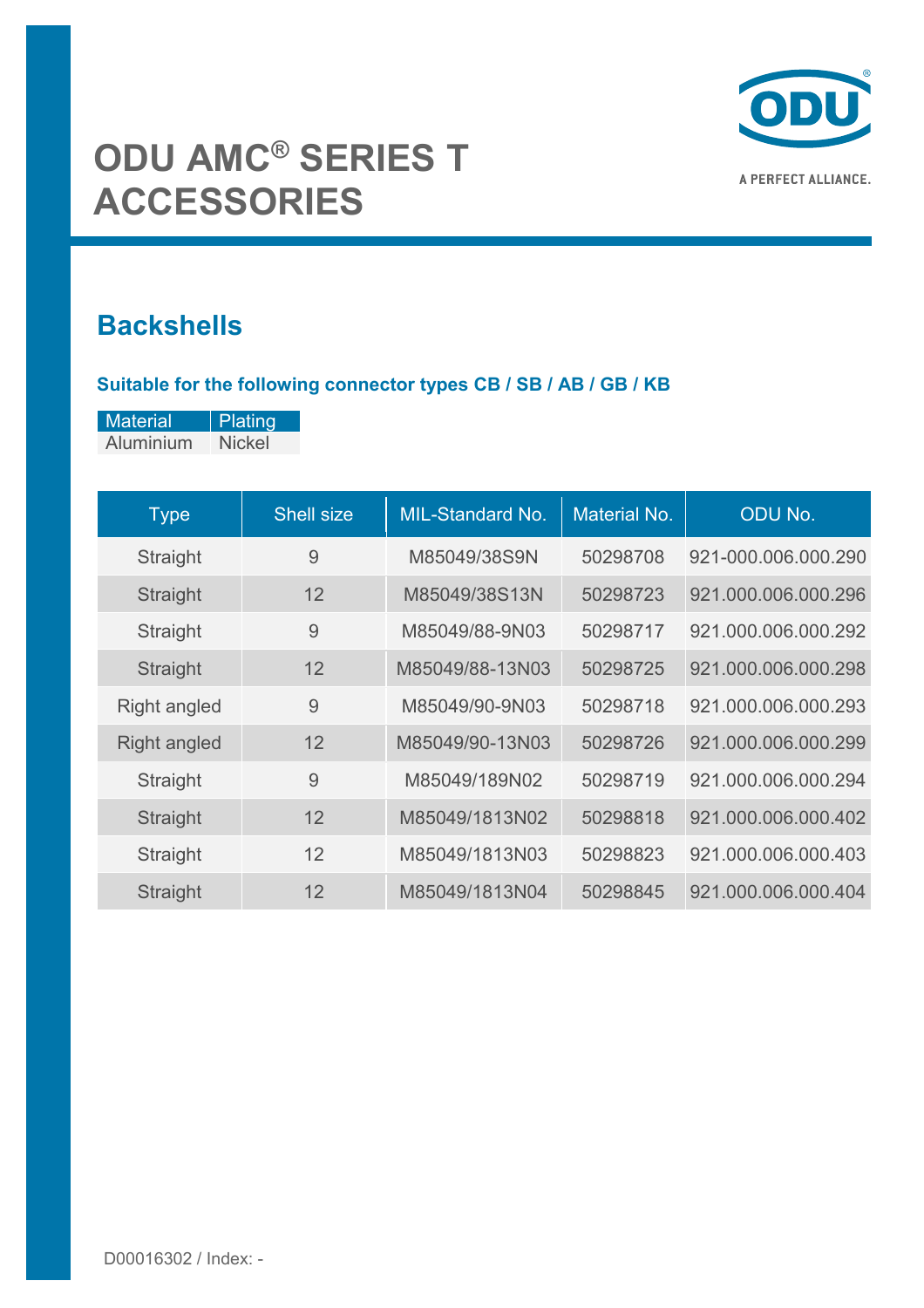# ODU AMC® SERIES T ACCESSORIES

A PERFECT ALLIANCE.

## Backshells

### Suitable for the following connector types CB / SB / AB / GB / KB

| Material | Plating |
|---|---|
| Aluminium | Nickel |

| Type | Shell size | MIL-Standard No. | Material No. | ODU No. |
|---|---|---|---|---|
| Straight | 9 | M85049/38S9N | 50298708 | 921-000.006.000.290 |
| Straight | 12 | M85049/38S13N | 50298723 | 921.000.006.000.296 |
| Straight | 9 | M85049/88-9N03 | 50298717 | 921.000.006.000.292 |
| Straight | 12 | M85049/88-13N03 | 50298725 | 921.000.006.000.298 |
| Right angled | 9 | M85049/90-9N03 | 50298718 | 921.000.006.000.293 |
| Right angled | 12 | M85049/90-13N03 | 50298726 | 921.000.006.000.299 |
| Straight | 9 | M85049/189N02 | 50298719 | 921.000.006.000.294 |
| Straight | 12 | M85049/1813N02 | 50298818 | 921.000.006.000.402 |
| Straight | 12 | M85049/1813N03 | 50298823 | 921.000.006.000.403 |
| Straight | 12 | M85049/1813N04 | 50298845 | 921.000.006.000.404 |

D00016302 / Index: -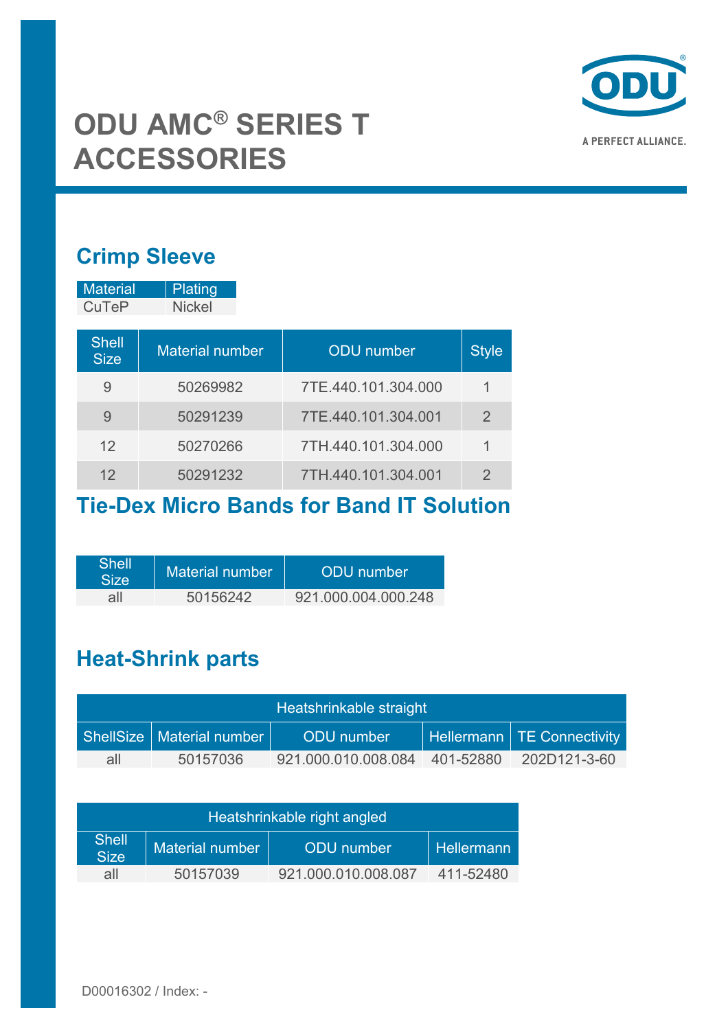# ODU AMC® SERIES T ACCESSORIES

A PERFECT ALLIANCE.

## Crimp Sleeve

| Material | Plating |
|---|---|
| CuTeP | Nickel |

| Shell Size | Material number | ODU number | Style |
|---|---|---|---|
| 9 | 50269982 | 7TE.440.101.304.000 | 1 |
| 9 | 50291239 | 7TE.440.101.304.001 | 2 |
| 12 | 50270266 | 7TH.440.101.304.000 | 1 |
| 12 | 50291232 | 7TH.440.101.304.001 | 2 |

## Tie-Dex Micro Bands for Band IT Solution

| Shell Size | Material number | ODU number |
|---|---|---|
| all | 50156242 | 921.000.004.000.248 |

## Heat-Shrink parts

| Heatshrinkable straight | | | | |
|---|---|---|---|---|
| ShellSize | Material number | ODU number | Hellermann | TE Connectivity |
| all | 50157036 | 921.000.010.008.084 | 401-52880 | 202D121-3-60 |

| Heatshrinkable right angled | | | |
|---|---|---|---|
| Shell Size | Material number | ODU number | Hellermann |
| all | 50157039 | 921.000.010.008.087 | 411-52480 |

D00016302 / Index: -